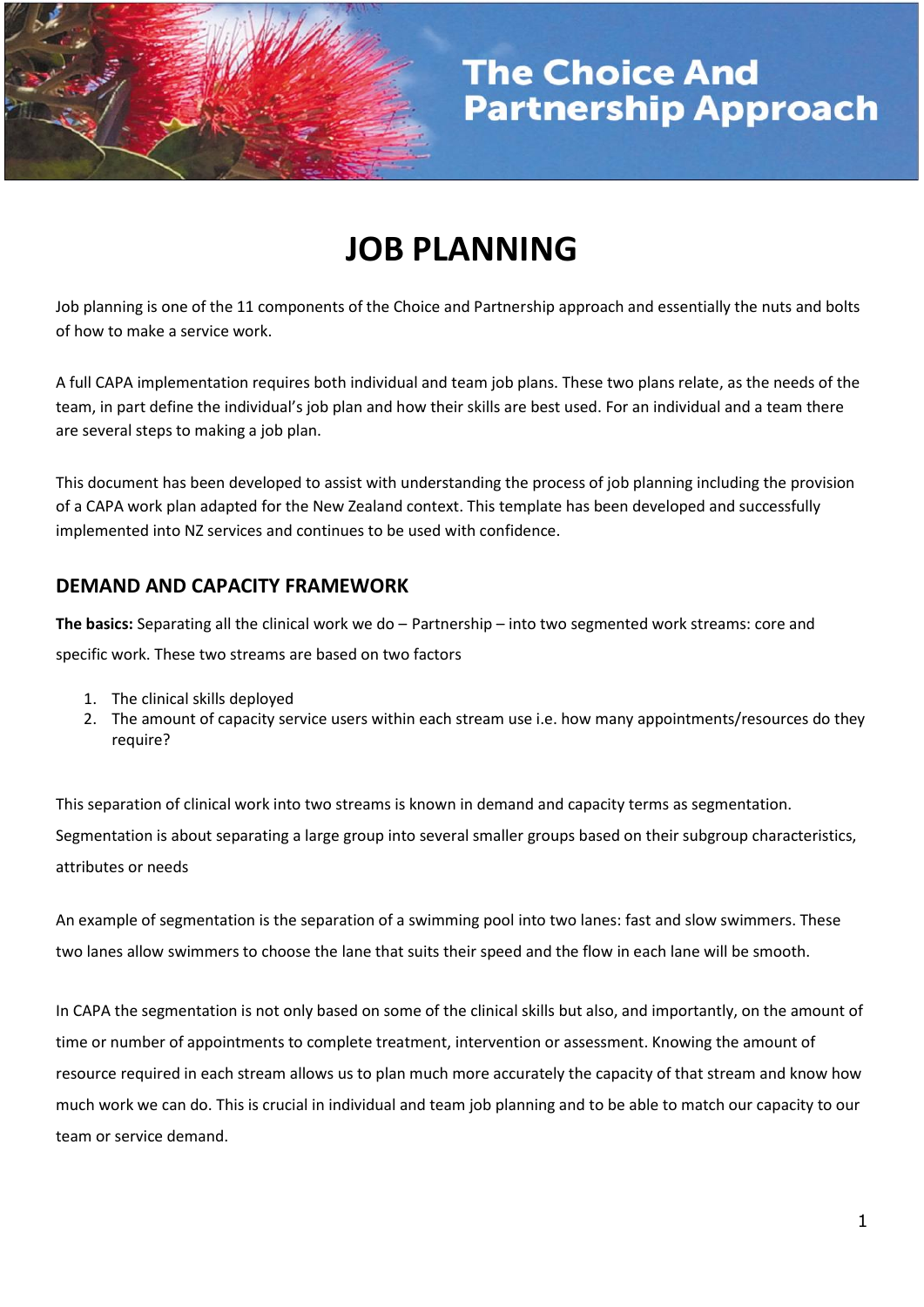# The Choice And Partnership Approach

# JOB PLANNING

Job planning is one of the 11 components of the Choice and Partnership approach and essentially the nuts and bolts of how to make a service work.

A full CAPA implementation requires both individual and team job plans. These two plans relate, as the needs of the team, in part define the individual's job plan and how their skills are best used. For an individual and a team there are several steps to making a job plan.

This document has been developed to assist with understanding the process of job planning including the provision of a CAPA work plan adapted for the New Zealand context. This template has been developed and successfully implemented into NZ services and continues to be used with confidence.

## DEMAND AND CAPACITY FRAMEWORK

**The basics:** Separating all the clinical work we do – Partnership – into two segmented work streams: core and specific work. These two streams are based on two factors

1. The clinical skills deployed
2. The amount of capacity service users within each stream use i.e. how many appointments/resources do they require?

This separation of clinical work into two streams is known in demand and capacity terms as segmentation. Segmentation is about separating a large group into several smaller groups based on their subgroup characteristics, attributes or needs

An example of segmentation is the separation of a swimming pool into two lanes: fast and slow swimmers. These two lanes allow swimmers to choose the lane that suits their speed and the flow in each lane will be smooth.

In CAPA the segmentation is not only based on some of the clinical skills but also, and importantly, on the amount of time or number of appointments to complete treatment, intervention or assessment. Knowing the amount of resource required in each stream allows us to plan much more accurately the capacity of that stream and know how much work we can do. This is crucial in individual and team job planning and to be able to match our capacity to our team or service demand.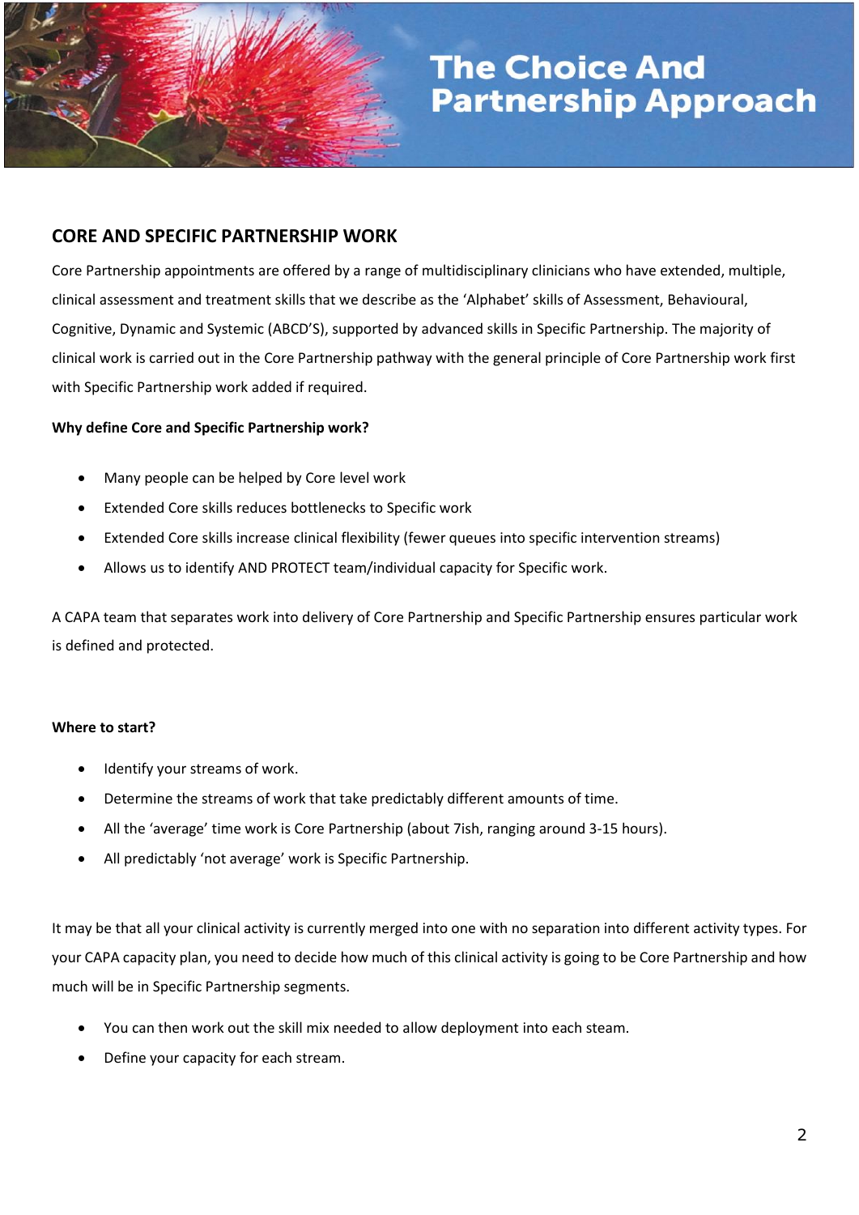## CORE AND SPECIFIC PARTNERSHIP WORK

Core Partnership appointments are offered by a range of multidisciplinary clinicians who have extended, multiple, clinical assessment and treatment skills that we describe as the 'Alphabet' skills of Assessment, Behavioural, Cognitive, Dynamic and Systemic (ABCD'S), supported by advanced skills in Specific Partnership. The majority of clinical work is carried out in the Core Partnership pathway with the general principle of Core Partnership work first with Specific Partnership work added if required.

**Why define Core and Specific Partnership work?**

- Many people can be helped by Core level work
- Extended Core skills reduces bottlenecks to Specific work
- Extended Core skills increase clinical flexibility (fewer queues into specific intervention streams)
- Allows us to identify AND PROTECT team/individual capacity for Specific work.

A CAPA team that separates work into delivery of Core Partnership and Specific Partnership ensures particular work is defined and protected.

**Where to start?**

- Identify your streams of work.
- Determine the streams of work that take predictably different amounts of time.
- All the 'average' time work is Core Partnership (about 7ish, ranging around 3-15 hours).
- All predictably 'not average' work is Specific Partnership.

It may be that all your clinical activity is currently merged into one with no separation into different activity types. For your CAPA capacity plan, you need to decide how much of this clinical activity is going to be Core Partnership and how much will be in Specific Partnership segments.

- You can then work out the skill mix needed to allow deployment into each steam.
- Define your capacity for each stream.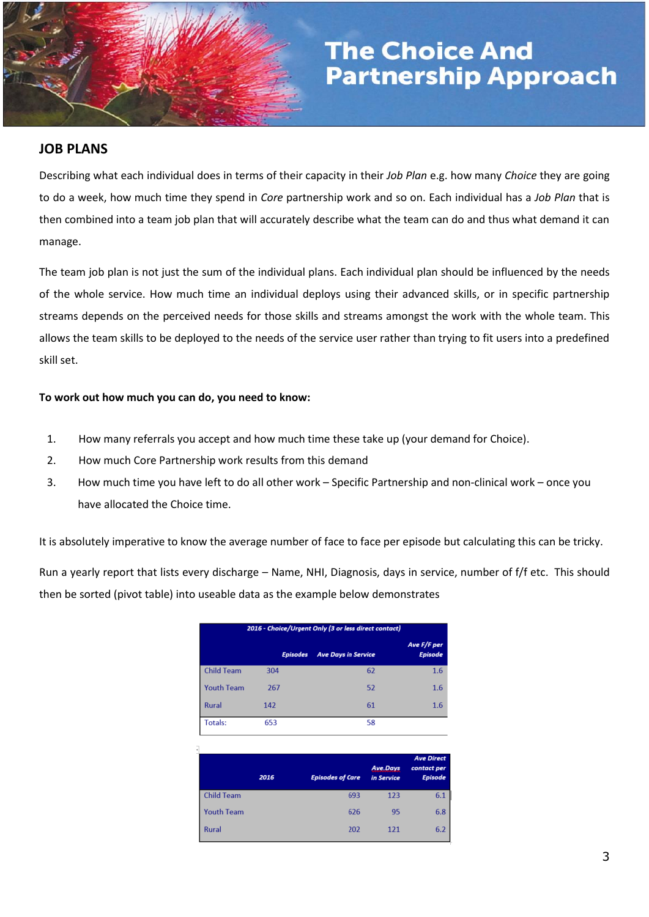## JOB PLANS

Describing what each individual does in terms of their capacity in their *Job Plan* e.g. how many *Choice* they are going to do a week, how much time they spend in *Core* partnership work and so on. Each individual has a *Job Plan* that is then combined into a team job plan that will accurately describe what the team can do and thus what demand it can manage.

The team job plan is not just the sum of the individual plans. Each individual plan should be influenced by the needs of the whole service. How much time an individual deploys using their advanced skills, or in specific partnership streams depends on the perceived needs for those skills and streams amongst the work with the whole team. This allows the team skills to be deployed to the needs of the service user rather than trying to fit users into a predefined skill set.

**To work out how much you can do, you need to know:**

1. How many referrals you accept and how much time these take up (your demand for Choice).
2. How much Core Partnership work results from this demand
3. How much time you have left to do all other work – Specific Partnership and non-clinical work – once you have allocated the Choice time.

It is absolutely imperative to know the average number of face to face per episode but calculating this can be tricky.

Run a yearly report that lists every discharge – Name, NHI, Diagnosis, days in service, number of f/f etc. This should then be sorted (pivot table) into useable data as the example below demonstrates

**2016 - Choice/Urgent Only (3 or less direct contact)**

| | Episodes | Ave Days in Service | Ave F/F per Episode |
|---|---|---|---|
| Child Team | 304 | 62 | 1.6 |
| Youth Team | 267 | 52 | 1.6 |
| Rural | 142 | 61 | 1.6 |
| Totals: | 653 | 58 | |

| 2016 | Episodes of Care | Ave.Days in Service | Ave Direct contact per Episode |
|---|---|---|---|
| Child Team | 693 | 123 | 6.1 |
| Youth Team | 626 | 95 | 6.8 |
| Rural | 202 | 121 | 6.2 |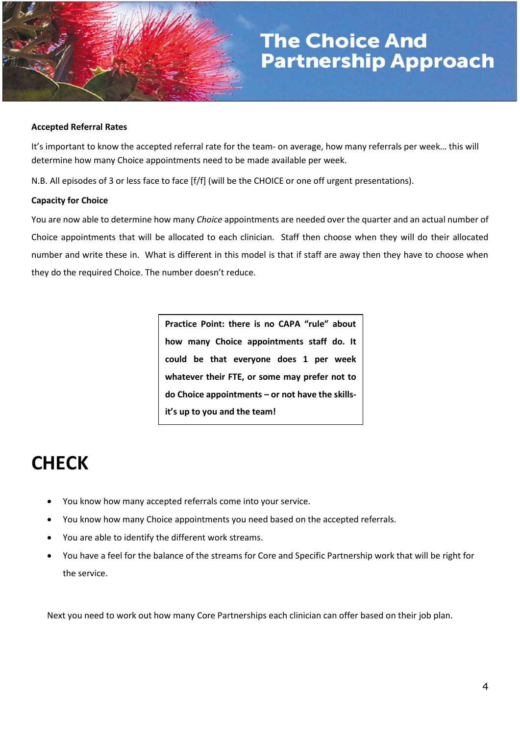**Accepted Referral Rates**

It's important to know the accepted referral rate for the team- on average, how many referrals per week… this will determine how many Choice appointments need to be made available per week.

N.B. All episodes of 3 or less face to face [f/f] (will be the CHOICE or one off urgent presentations).

**Capacity for Choice**

You are now able to determine how many *Choice* appointments are needed over the quarter and an actual number of Choice appointments that will be allocated to each clinician. Staff then choose when they will do their allocated number and write these in. What is different in this model is that if staff are away then they have to choose when they do the required Choice. The number doesn't reduce.

> **Practice Point: there is no CAPA "rule" about how many Choice appointments staff do. It could be that everyone does 1 per week whatever their FTE, or some may prefer not to do Choice appointments – or not have the skills- it's up to you and the team!**

# CHECK

- You know how many accepted referrals come into your service.
- You know how many Choice appointments you need based on the accepted referrals.
- You are able to identify the different work streams.
- You have a feel for the balance of the streams for Core and Specific Partnership work that will be right for the service.

Next you need to work out how many Core Partnerships each clinician can offer based on their job plan.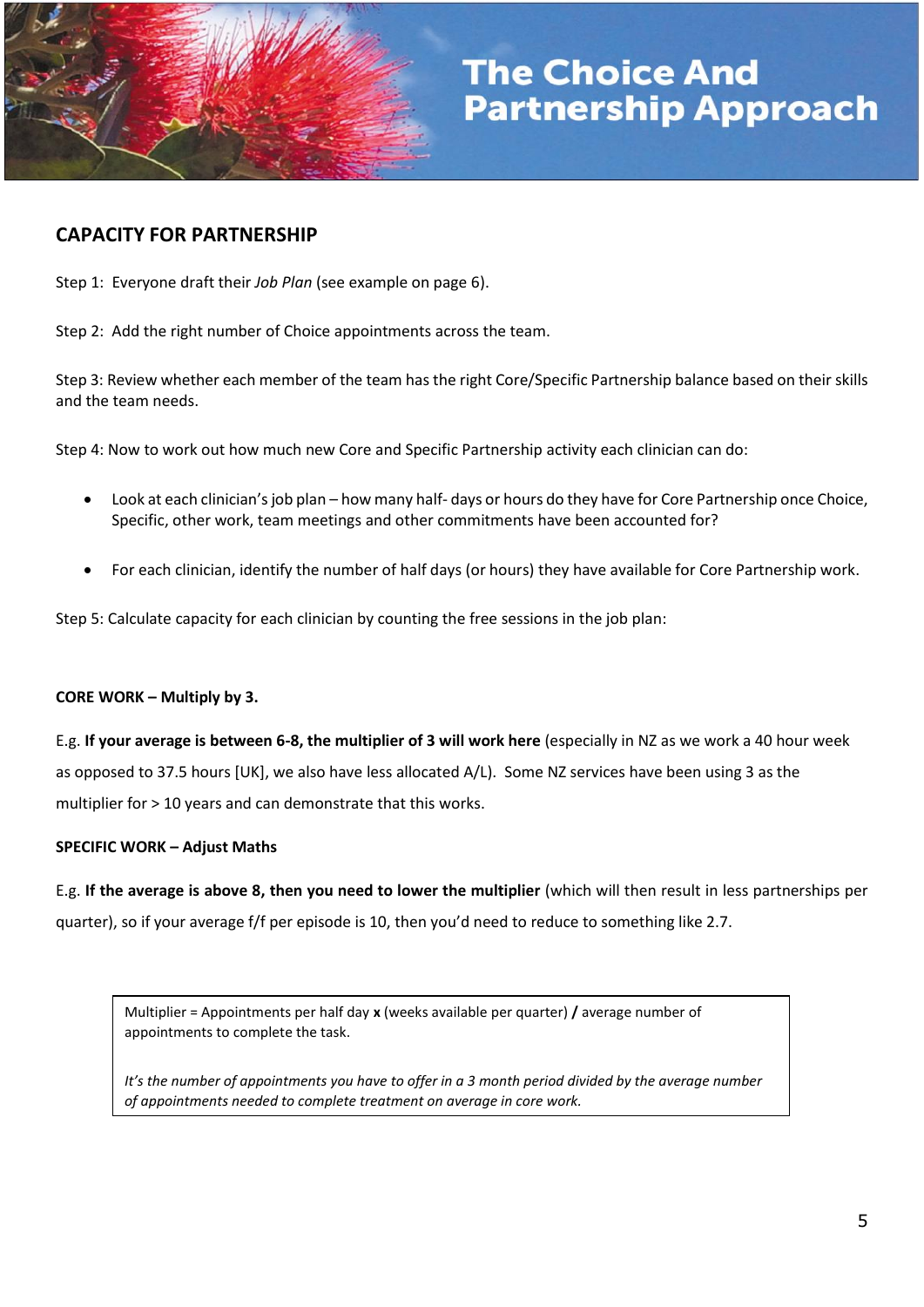# The Choice And Partnership Approach

## CAPACITY FOR PARTNERSHIP

Step 1: Everyone draft their *Job Plan* (see example on page 6).

Step 2: Add the right number of Choice appointments across the team.

Step 3: Review whether each member of the team has the right Core/Specific Partnership balance based on their skills and the team needs.

Step 4: Now to work out how much new Core and Specific Partnership activity each clinician can do:

- Look at each clinician's job plan – how many half- days or hours do they have for Core Partnership once Choice, Specific, other work, team meetings and other commitments have been accounted for?
- For each clinician, identify the number of half days (or hours) they have available for Core Partnership work.

Step 5: Calculate capacity for each clinician by counting the free sessions in the job plan:

**CORE WORK – Multiply by 3.**

E.g. **If your average is between 6-8, the multiplier of 3 will work here** (especially in NZ as we work a 40 hour week as opposed to 37.5 hours [UK], we also have less allocated A/L). Some NZ services have been using 3 as the multiplier for > 10 years and can demonstrate that this works.

**SPECIFIC WORK – Adjust Maths**

E.g. **If the average is above 8, then you need to lower the multiplier** (which will then result in less partnerships per quarter), so if your average f/f per episode is 10, then you'd need to reduce to something like 2.7.

> Multiplier = Appointments per half day **x** (weeks available per quarter) **/** average number of appointments to complete the task.
>
> *It's the number of appointments you have to offer in a 3 month period divided by the average number of appointments needed to complete treatment on average in core work.*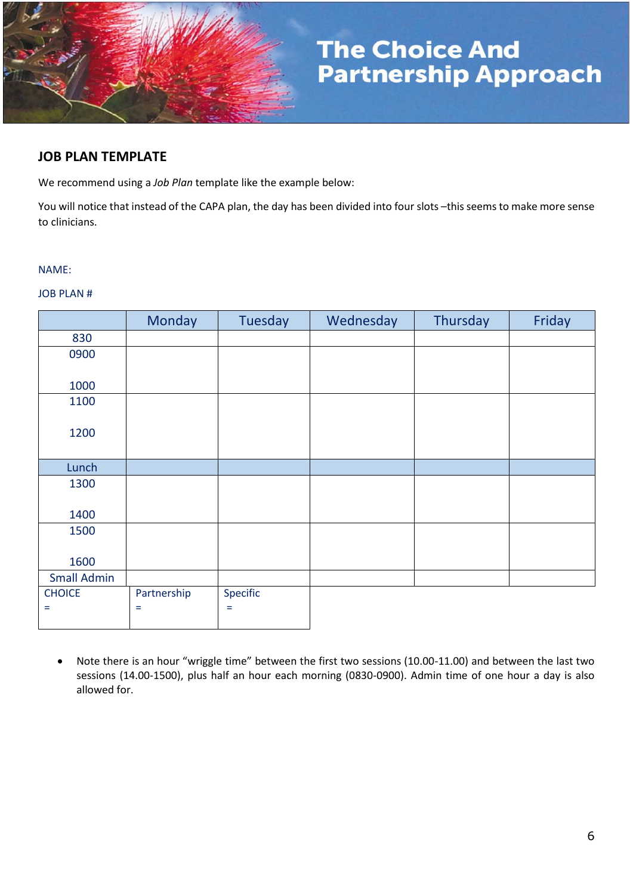# The Choice And Partnership Approach

## JOB PLAN TEMPLATE

We recommend using a *Job Plan* template like the example below:

You will notice that instead of the CAPA plan, the day has been divided into four slots –this seems to make more sense to clinicians.

NAME:

JOB PLAN #

| | Monday | Tuesday | Wednesday | Thursday | Friday |
|---|---|---|---|---|---|
| 830 | | | | | |
| 0900<br><br>1000 | | | | | |
| 1100<br><br>1200 | | | | | |
| Lunch | | | | | |
| 1300<br><br>1400 | | | | | |
| 1500<br><br>1600 | | | | | |
| Small Admin | | | | | |
| CHOICE<br>= | Partnership<br>= | Specific<br>= | | | |

- Note there is an hour "wriggle time" between the first two sessions (10.00-11.00) and between the last two sessions (14.00-1500), plus half an hour each morning (0830-0900). Admin time of one hour a day is also allowed for.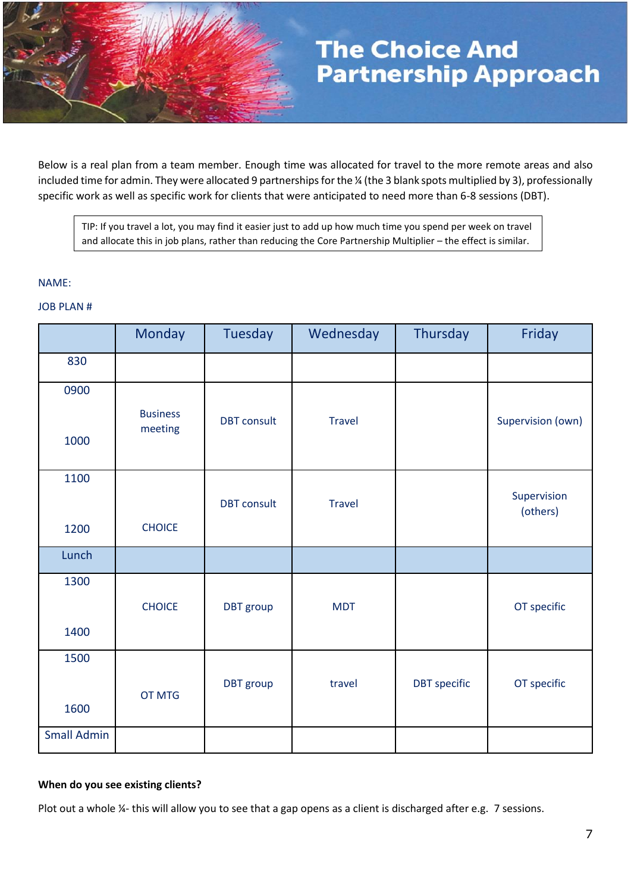# The Choice And Partnership Approach

Below is a real plan from a team member. Enough time was allocated for travel to the more remote areas and also included time for admin. They were allocated 9 partnerships for the ¼ (the 3 blank spots multiplied by 3), professionally specific work as well as specific work for clients that were anticipated to need more than 6-8 sessions (DBT).

> TIP: If you travel a lot, you may find it easier just to add up how much time you spend per week on travel and allocate this in job plans, rather than reducing the Core Partnership Multiplier – the effect is similar.

NAME:

JOB PLAN #

| | Monday | Tuesday | Wednesday | Thursday | Friday |
|---|---|---|---|---|---|
| 830 | | | | | |
| 0900 1000 | Business meeting | DBT consult | Travel | | Supervision (own) |
| 1100 1200 | CHOICE | DBT consult | Travel | | Supervision (others) |
| Lunch | | | | | |
| 1300 1400 | CHOICE | DBT group | MDT | | OT specific |
| 1500 1600 | OT MTG | DBT group | travel | DBT specific | OT specific |
| Small Admin | | | | | |

**When do you see existing clients?**

Plot out a whole ¼- this will allow you to see that a gap opens as a client is discharged after e.g. 7 sessions.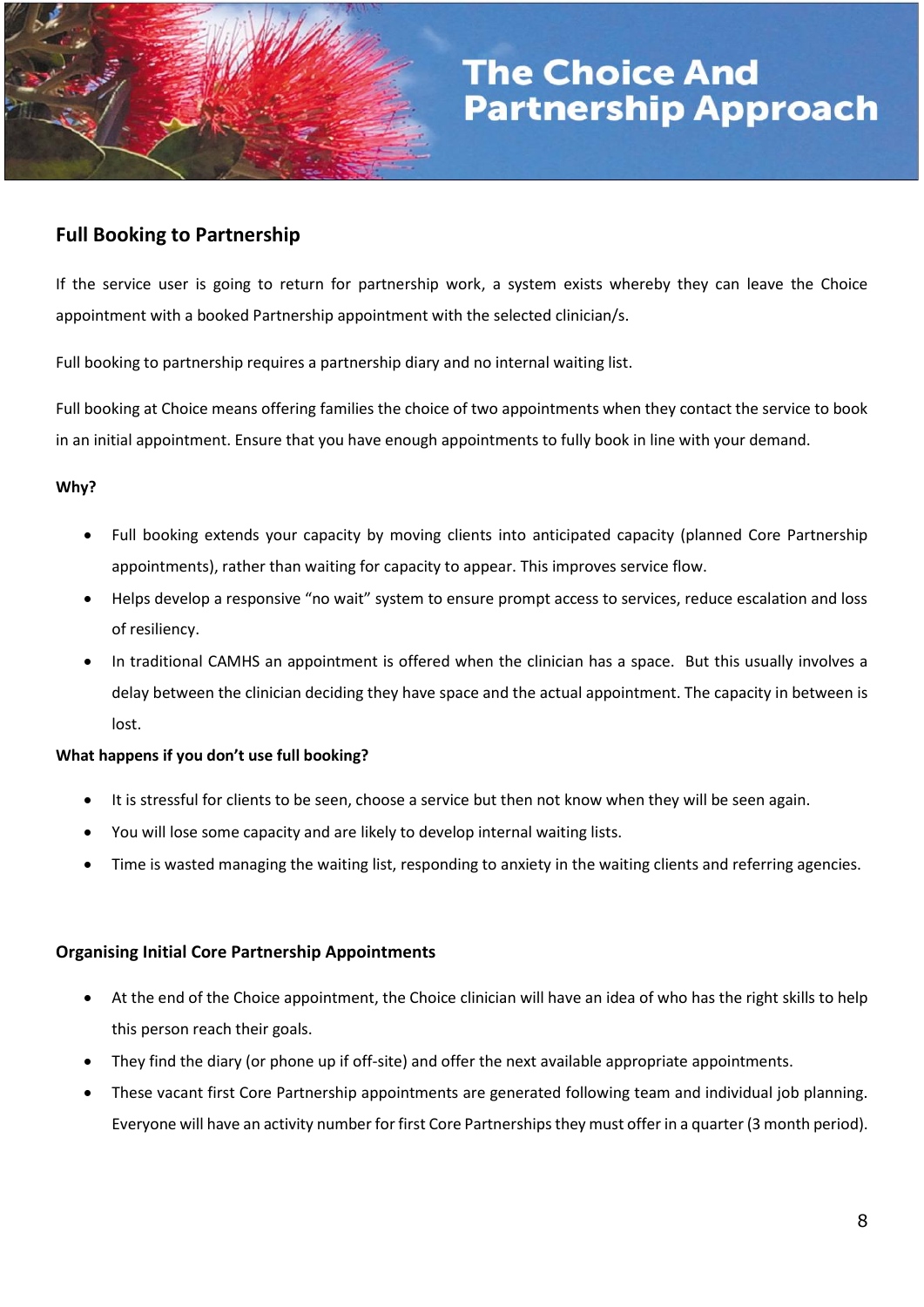# The Choice And Partnership Approach

## Full Booking to Partnership

If the service user is going to return for partnership work, a system exists whereby they can leave the Choice appointment with a booked Partnership appointment with the selected clinician/s.

Full booking to partnership requires a partnership diary and no internal waiting list.

Full booking at Choice means offering families the choice of two appointments when they contact the service to book in an initial appointment. Ensure that you have enough appointments to fully book in line with your demand.

**Why?**

- Full booking extends your capacity by moving clients into anticipated capacity (planned Core Partnership appointments), rather than waiting for capacity to appear. This improves service flow.
- Helps develop a responsive "no wait" system to ensure prompt access to services, reduce escalation and loss of resiliency.
- In traditional CAMHS an appointment is offered when the clinician has a space. But this usually involves a delay between the clinician deciding they have space and the actual appointment. The capacity in between is lost.

**What happens if you don't use full booking?**

- It is stressful for clients to be seen, choose a service but then not know when they will be seen again.
- You will lose some capacity and are likely to develop internal waiting lists.
- Time is wasted managing the waiting list, responding to anxiety in the waiting clients and referring agencies.

**Organising Initial Core Partnership Appointments**

- At the end of the Choice appointment, the Choice clinician will have an idea of who has the right skills to help this person reach their goals.
- They find the diary (or phone up if off-site) and offer the next available appropriate appointments.
- These vacant first Core Partnership appointments are generated following team and individual job planning. Everyone will have an activity number for first Core Partnerships they must offer in a quarter (3 month period).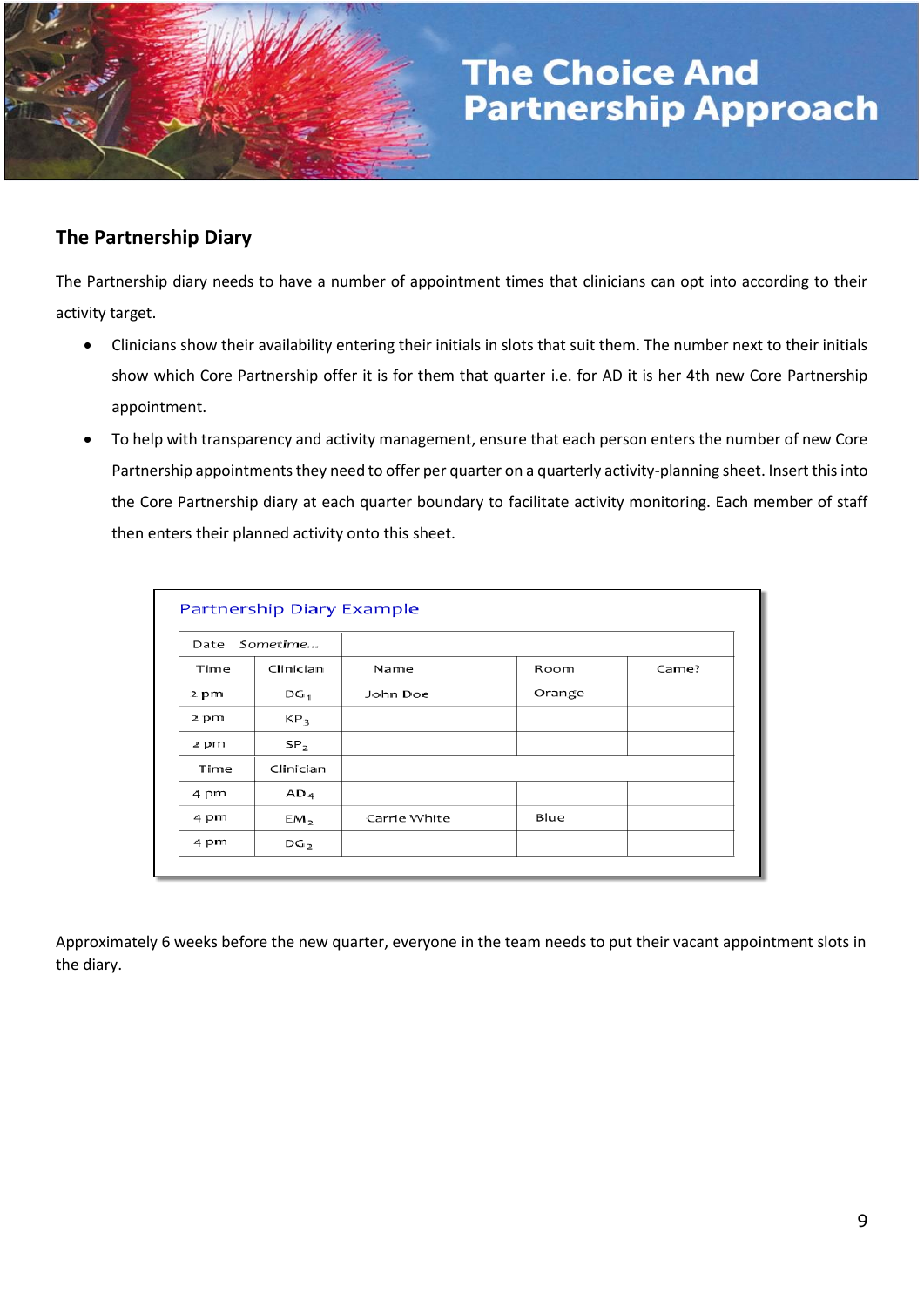# The Choice And Partnership Approach

## The Partnership Diary

The Partnership diary needs to have a number of appointment times that clinicians can opt into according to their activity target.

- Clinicians show their availability entering their initials in slots that suit them. The number next to their initials show which Core Partnership offer it is for them that quarter i.e. for AD it is her 4th new Core Partnership appointment.
- To help with transparency and activity management, ensure that each person enters the number of new Core Partnership appointments they need to offer per quarter on a quarterly activity-planning sheet. Insert this into the Core Partnership diary at each quarter boundary to facilitate activity monitoring. Each member of staff then enters their planned activity onto this sheet.

**Partnership Diary Example**

| Date | *Sometime…* | | | |
|---|---|---|---|---|
| Time | Clinician | Name | Room | Came? |
| 2 pm | $DG_1$ | John Doe | Orange | |
| 2 pm | $KP_3$ | | | |
| 2 pm | $SP_2$ | | | |
| Time | Clinician | | | |
| 4 pm | $AD_4$ | | | |
| 4 pm | $EM_2$ | Carrie White | Blue | |
| 4 pm | $DG_2$ | | | |

Approximately 6 weeks before the new quarter, everyone in the team needs to put their vacant appointment slots in the diary.